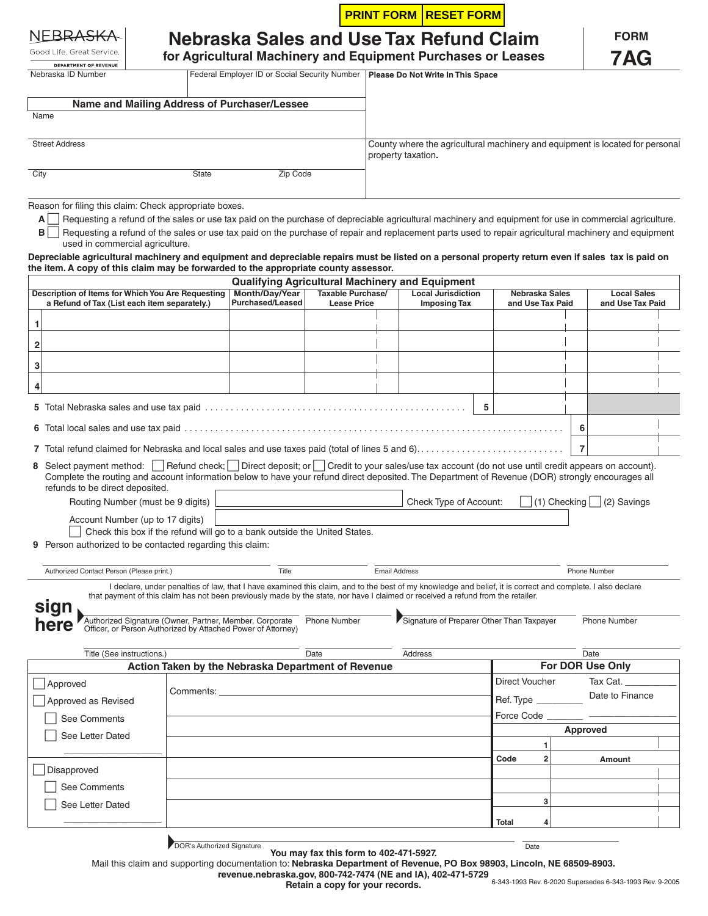PRINT FORM | RESET FORM

NEBRASKA
Good Life. Great Service.
DEPARTMENT OF REVENUE

# Nebraska Sales and Use Tax Refund Claim
## for Agricultural Machinery and Equipment Purchases or Leases

**FORM 7AG**

| Nebraska ID Number | Federal Employer ID or Social Security Number | **Please Do Not Write In This Space** |
|---|---|---|

**Name and Mailing Address of Purchaser/Lessee**

Name

Street Address

City | State | Zip Code

County where the agricultural machinery and equipment is located for personal property taxation**.**

Reason for filing this claim: Check appropriate boxes.

**A** ☐ Requesting a refund of the sales or use tax paid on the purchase of depreciable agricultural machinery and equipment for use in commercial agriculture.

**B** ☐ Requesting a refund of the sales or use tax paid on the purchase of repair and replacement parts used to repair agricultural machinery and equipment used in commercial agriculture.

**Depreciable agricultural machinery and equipment and depreciable repairs must be listed on a personal property return even if sales tax is paid on the item. A copy of this claim may be forwarded to the appropriate county assessor.**

**Qualifying Agricultural Machinery and Equipment**

| | Description of Items for Which You Are Requesting a Refund of Tax (List each item separately.) | Month/Day/Year Purchased/Leased | Taxable Purchase/ Lease Price | Local Jurisdiction Imposing Tax | Nebraska Sales and Use Tax Paid | Local Sales and Use Tax Paid |
|---|---|---|---|---|---|---|
| 1 | | | | | | |
| 2 | | | | | | |
| 3 | | | | | | |
| 4 | | | | | | |

**5** Total Nebraska sales and use tax paid . . . . . . . . . . . . . . . . . . . . . . . . . . . . . . . . . . . . . . . . . . . . . . . . . . **5**

**6** Total local sales and use tax paid . . . . . . . . . . . . . . . . . . . . . . . . . . . . . . . . . . . . . . . . . . . . . . . . . . . . . . . . . . . . . . . **6**

**7** Total refund claimed for Nebraska and local sales and use taxes paid (total of lines 5 and 6). . . . . . . . . . . . . . . . . . . . . . . . . . . . . **7**

**8** Select payment method: ☐ Refund check; ☐ Direct deposit; or ☐ Credit to your sales/use tax account (do not use until credit appears on account). Complete the routing and account information below to have your refund direct deposited. The Department of Revenue (DOR) strongly encourages all refunds to be direct deposited.

Routing Number (must be 9 digits) ______ Check Type of Account: ☐ (1) Checking ☐ (2) Savings

Account Number (up to 17 digits) ______

☐ Check this box if the refund will go to a bank outside the United States.

**9** Person authorized to be contacted regarding this claim:

Authorized Contact Person (Please print.) | Title | Email Address | Phone Number

I declare, under penalties of law, that I have examined this claim, and to the best of my knowledge and belief, it is correct and complete. I also declare that payment of this claim has not been previously made by the state, nor have I claimed or received a refund from the retailer.

**sign here**

Authorized Signature (Owner, Partner, Member, Corporate Officer, or Person Authorized by Attached Power of Attorney) | Phone Number | Signature of Preparer Other Than Taxpayer | Phone Number

Title (See instructions.) | Date | Address | Date

| **Action Taken by the Nebraska Department of Revenue** | | **For DOR Use Only** | |
|---|---|---|---|
| ☐ Approved | Comments: | Direct Voucher | Tax Cat. ______ |
| ☐ Approved as Revised | | Ref. Type ______ | Date to Finance |
| ☐ See Comments | | Force Code ______ | ______ |
| ☐ See Letter Dated ______ | | **Approved** | |
| | | 1 | |
| ☐ Disapproved | | Code 2 | Amount |
| ☐ See Comments | | | |
| ☐ See Letter Dated ______ | | 3 | |
| | | Total 4 | |

DOR's Authorized Signature | Date

**You may fax this form to 402-471-5927.**

Mail this claim and supporting documentation to: **Nebraska Department of Revenue, PO Box 98903, Lincoln, NE 68509-8903.**

**revenue.nebraska.gov, 800-742-7474 (NE and IA), 402-471-5729**

**Retain a copy for your records.**

6-343-1993 Rev. 6-2020 Supersedes 6-343-1993 Rev. 9-2005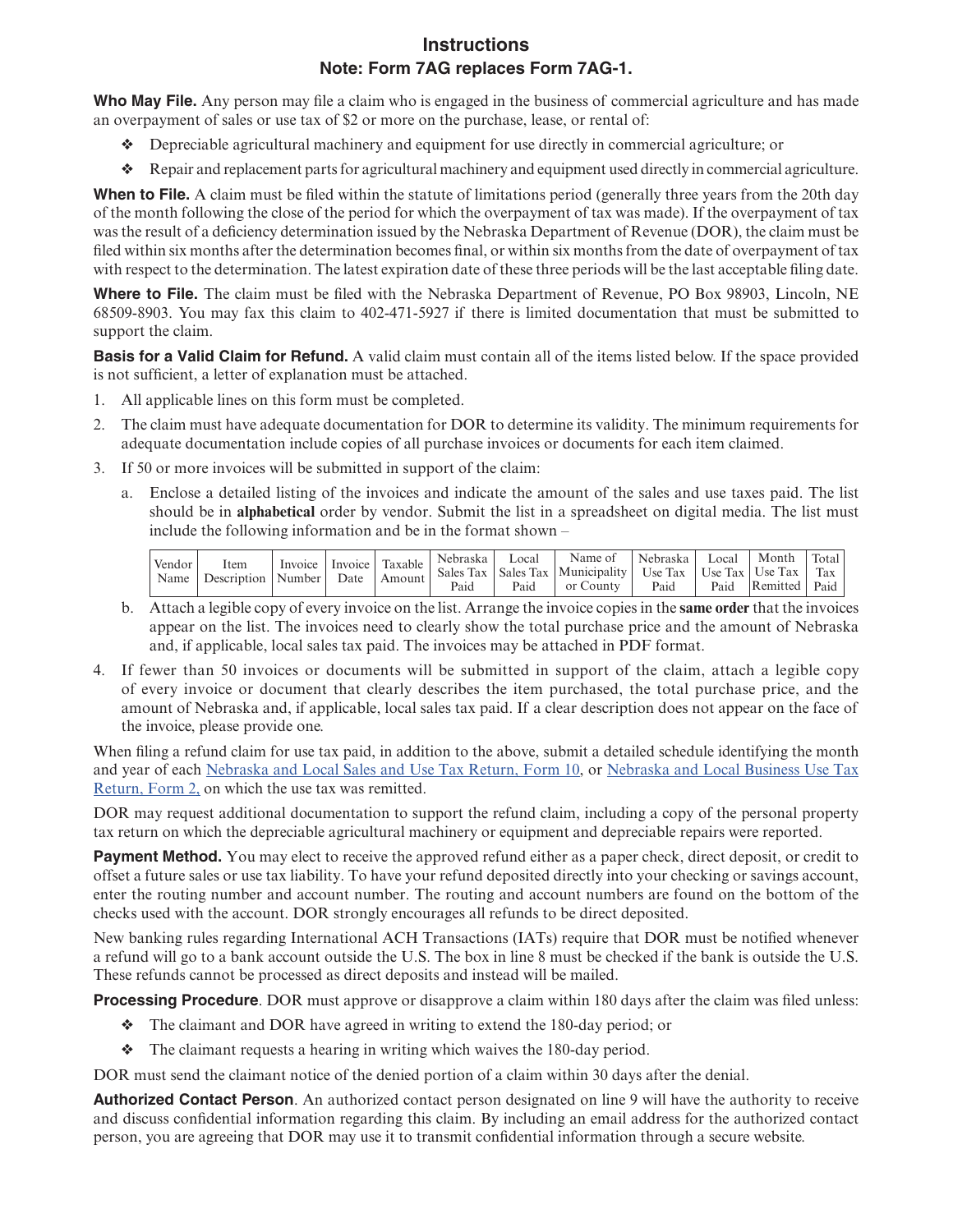# Instructions

## Note: Form 7AG replaces Form 7AG-1.

**Who May File.** Any person may file a claim who is engaged in the business of commercial agriculture and has made an overpayment of sales or use tax of $2 or more on the purchase, lease, or rental of:

- ❖ Depreciable agricultural machinery and equipment for use directly in commercial agriculture; or
- ❖ Repair and replacement parts for agricultural machinery and equipment used directly in commercial agriculture.

**When to File.** A claim must be filed within the statute of limitations period (generally three years from the 20th day of the month following the close of the period for which the overpayment of tax was made). If the overpayment of tax was the result of a deficiency determination issued by the Nebraska Department of Revenue (DOR), the claim must be filed within six months after the determination becomes final, or within six months from the date of overpayment of tax with respect to the determination. The latest expiration date of these three periods will be the last acceptable filing date.

**Where to File.** The claim must be filed with the Nebraska Department of Revenue, PO Box 98903, Lincoln, NE 68509-8903. You may fax this claim to 402-471-5927 if there is limited documentation that must be submitted to support the claim.

**Basis for a Valid Claim for Refund.** A valid claim must contain all of the items listed below. If the space provided is not sufficient, a letter of explanation must be attached.

1. All applicable lines on this form must be completed.
2. The claim must have adequate documentation for DOR to determine its validity. The minimum requirements for adequate documentation include copies of all purchase invoices or documents for each item claimed.
3. If 50 or more invoices will be submitted in support of the claim:
   a. Enclose a detailed listing of the invoices and indicate the amount of the sales and use taxes paid. The list should be in **alphabetical** order by vendor. Submit the list in a spreadsheet on digital media. The list must include the following information and be in the format shown –

   | Vendor Name | Item Description | Invoice Number | Invoice Date | Taxable Amount | Nebraska Sales Tax Paid | Local Sales Tax Paid | Name of Municipality or County | Nebraska Use Tax Paid | Local Use Tax Paid | Month Use Tax Remitted | Total Tax Paid |
   |---|---|---|---|---|---|---|---|---|---|---|---|

   b. Attach a legible copy of every invoice on the list. Arrange the invoice copies in the **same order** that the invoices appear on the list. The invoices need to clearly show the total purchase price and the amount of Nebraska and, if applicable, local sales tax paid. The invoices may be attached in PDF format.
4. If fewer than 50 invoices or documents will be submitted in support of the claim, attach a legible copy of every invoice or document that clearly describes the item purchased, the total purchase price, and the amount of Nebraska and, if applicable, local sales tax paid. If a clear description does not appear on the face of the invoice, please provide one.

When filing a refund claim for use tax paid, in addition to the above, submit a detailed schedule identifying the month and year of each Nebraska and Local Sales and Use Tax Return, Form 10, or Nebraska and Local Business Use Tax Return, Form 2, on which the use tax was remitted.

DOR may request additional documentation to support the refund claim, including a copy of the personal property tax return on which the depreciable agricultural machinery or equipment and depreciable repairs were reported.

**Payment Method.** You may elect to receive the approved refund either as a paper check, direct deposit, or credit to offset a future sales or use tax liability. To have your refund deposited directly into your checking or savings account, enter the routing number and account number. The routing and account numbers are found on the bottom of the checks used with the account. DOR strongly encourages all refunds to be direct deposited.

New banking rules regarding International ACH Transactions (IATs) require that DOR must be notified whenever a refund will go to a bank account outside the U.S. The box in line 8 must be checked if the bank is outside the U.S. These refunds cannot be processed as direct deposits and instead will be mailed.

**Processing Procedure**. DOR must approve or disapprove a claim within 180 days after the claim was filed unless:

- ❖ The claimant and DOR have agreed in writing to extend the 180-day period; or
- ❖ The claimant requests a hearing in writing which waives the 180-day period.

DOR must send the claimant notice of the denied portion of a claim within 30 days after the denial.

**Authorized Contact Person**. An authorized contact person designated on line 9 will have the authority to receive and discuss confidential information regarding this claim. By including an email address for the authorized contact person, you are agreeing that DOR may use it to transmit confidential information through a secure website.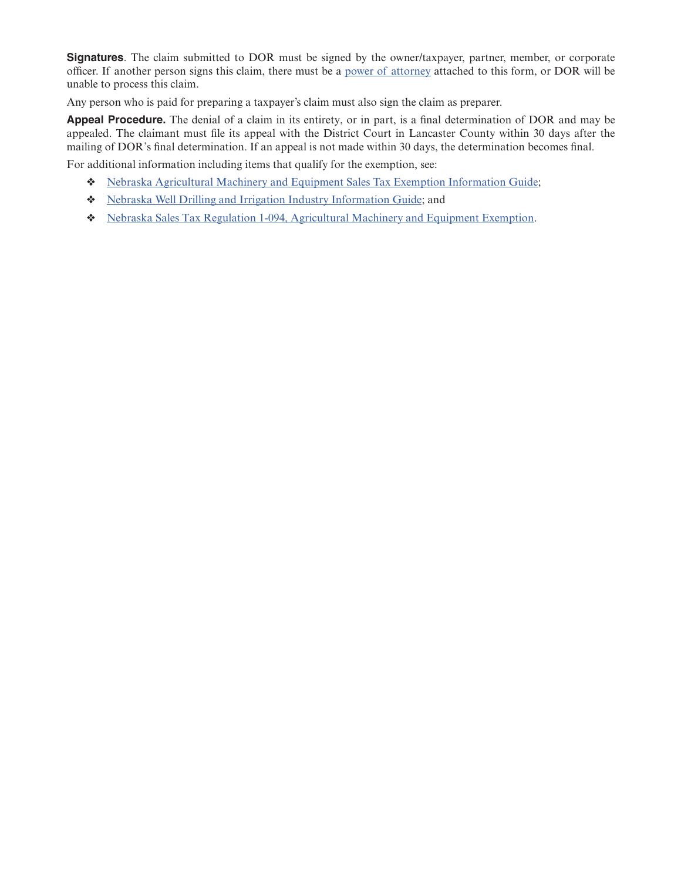**Signatures**. The claim submitted to DOR must be signed by the owner/taxpayer, partner, member, or corporate officer. If another person signs this claim, there must be a power of attorney attached to this form, or DOR will be unable to process this claim.

Any person who is paid for preparing a taxpayer's claim must also sign the claim as preparer.

**Appeal Procedure.** The denial of a claim in its entirety, or in part, is a final determination of DOR and may be appealed. The claimant must file its appeal with the District Court in Lancaster County within 30 days after the mailing of DOR's final determination. If an appeal is not made within 30 days, the determination becomes final.

For additional information including items that qualify for the exemption, see:

- Nebraska Agricultural Machinery and Equipment Sales Tax Exemption Information Guide;
- Nebraska Well Drilling and Irrigation Industry Information Guide; and
- Nebraska Sales Tax Regulation 1-094, Agricultural Machinery and Equipment Exemption.